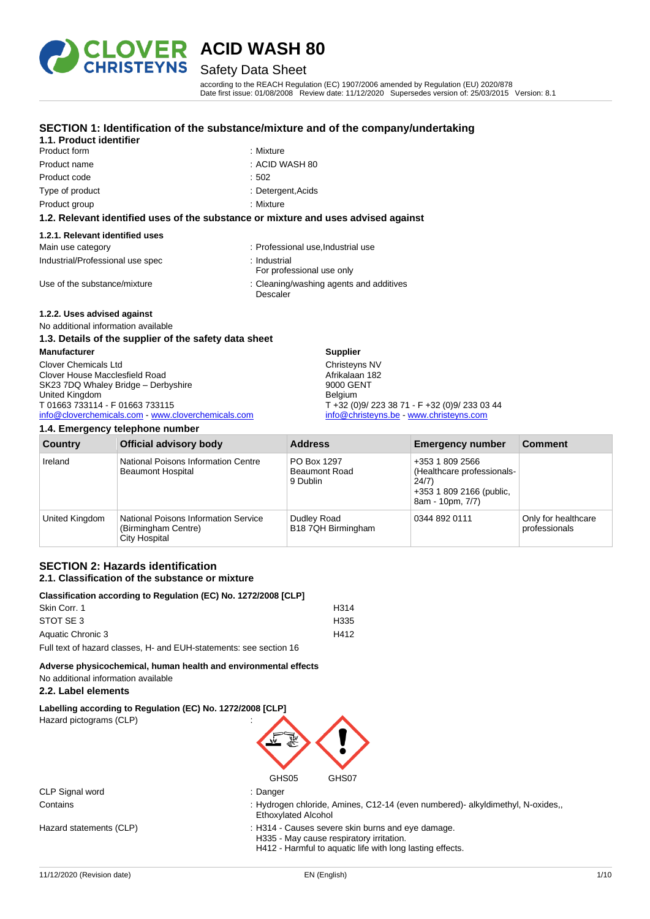# ACID WASH 80

## Safety Data Sheet

according to the REACH Regulation (EC) 1907/2006 amended by Regulation (EU) 2020/878
Date first issue: 01/08/2008 Review date: 11/12/2020 Supersedes version of: 25/03/2015 Version: 8.1

## SECTION 1: Identification of the substance/mixture and of the company/undertaking

### 1.1. Product identifier

| | |
|---|---|
| Product form | : Mixture |
| Product name | : ACID WASH 80 |
| Product code | : 502 |
| Type of product | : Detergent,Acids |
| Product group | : Mixture |

### 1.2. Relevant identified uses of the substance or mixture and uses advised against

#### 1.2.1. Relevant identified uses

| | |
|---|---|
| Main use category | : Professional use,Industrial use |
| Industrial/Professional use spec | : Industrial<br>For professional use only |
| Use of the substance/mixture | : Cleaning/washing agents and additives<br>Descaler |

#### 1.2.2. Uses advised against

No additional information available

### 1.3. Details of the supplier of the safety data sheet

**Manufacturer**
Clover Chemicals Ltd
Clover House Macclesfield Road
SK23 7DQ Whaley Bridge – Derbyshire
United Kingdom
T 01663 733114 - F 01663 733115
info@cloverchemicals.com - www.cloverchemicals.com

**Supplier**
Christeyns NV
Afrikalaan 182
9000 GENT
Belgium
T +32 (0)9/ 223 38 71 - F +32 (0)9/ 233 03 44
info@christeyns.be - www.christeyns.com

### 1.4. Emergency telephone number

| Country | Official advisory body | Address | Emergency number | Comment |
|---|---|---|---|---|
| Ireland | National Poisons Information Centre<br>Beaumont Hospital | PO Box 1297<br>Beaumont Road<br>9 Dublin | +353 1 809 2566 (Healthcare professionals-24/7)<br>+353 1 809 2166 (public, 8am - 10pm, 7/7) | |
| United Kingdom | National Poisons Information Service (Birmingham Centre)<br>City Hospital | Dudley Road<br>B18 7QH Birmingham | 0344 892 0111 | Only for healthcare professionals |

## SECTION 2: Hazards identification

### 2.1. Classification of the substance or mixture

**Classification according to Regulation (EC) No. 1272/2008 [CLP]**

| | |
|---|---|
| Skin Corr. 1 | H314 |
| STOT SE 3 | H335 |
| Aquatic Chronic 3 | H412 |

Full text of hazard classes, H- and EUH-statements: see section 16

**Adverse physicochemical, human health and environmental effects**

No additional information available

### 2.2. Label elements

**Labelling according to Regulation (EC) No. 1272/2008 [CLP]**

Hazard pictograms (CLP) :

GHS05 GHS07

| | |
|---|---|
| CLP Signal word | : Danger |
| Contains | : Hydrogen chloride, Amines, C12-14 (even numbered)- alkyldimethyl, N-oxides,, Ethoxylated Alcohol |
| Hazard statements (CLP) | : H314 - Causes severe skin burns and eye damage.<br>H335 - May cause respiratory irritation.<br>H412 - Harmful to aquatic life with long lasting effects. |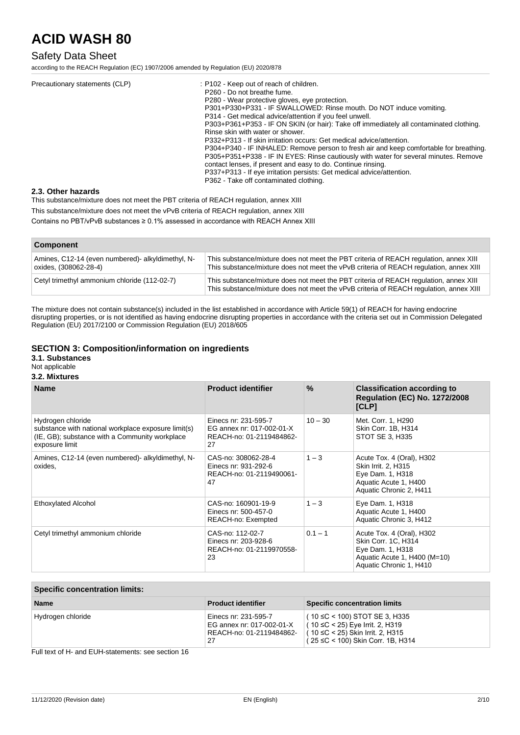| | |
|---|---|
| Precautionary statements (CLP) | : P102 - Keep out of reach of children.<br>P260 - Do not breathe fume.<br>P280 - Wear protective gloves, eye protection.<br>P301+P330+P331 - IF SWALLOWED: Rinse mouth. Do NOT induce vomiting.<br>P314 - Get medical advice/attention if you feel unwell.<br>P303+P361+P353 - IF ON SKIN (or hair): Take off immediately all contaminated clothing. Rinse skin with water or shower.<br>P332+P313 - If skin irritation occurs: Get medical advice/attention.<br>P304+P340 - IF INHALED: Remove person to fresh air and keep comfortable for breathing.<br>P305+P351+P338 - IF IN EYES: Rinse cautiously with water for several minutes. Remove contact lenses, if present and easy to do. Continue rinsing.<br>P337+P313 - If eye irritation persists: Get medical advice/attention.<br>P362 - Take off contaminated clothing. |

### 2.3. Other hazards

This substance/mixture does not meet the PBT criteria of REACH regulation, annex XIII

This substance/mixture does not meet the vPvB criteria of REACH regulation, annex XIII

Contains no PBT/vPvB substances ≥ 0.1% assessed in accordance with REACH Annex XIII

| Component | |
|---|---|
| Amines, C12-14 (even numbered)- alkyldimethyl, N-oxides, (308062-28-4) | This substance/mixture does not meet the PBT criteria of REACH regulation, annex XIII<br>This substance/mixture does not meet the vPvB criteria of REACH regulation, annex XIII |
| Cetyl trimethyl ammonium chloride (112-02-7) | This substance/mixture does not meet the PBT criteria of REACH regulation, annex XIII<br>This substance/mixture does not meet the vPvB criteria of REACH regulation, annex XIII |

The mixture does not contain substance(s) included in the list established in accordance with Article 59(1) of REACH for having endocrine disrupting properties, or is not identified as having endocrine disrupting properties in accordance with the criteria set out in Commission Delegated Regulation (EU) 2017/2100 or Commission Regulation (EU) 2018/605

## SECTION 3: Composition/information on ingredients

### 3.1. Substances

Not applicable

### 3.2. Mixtures

| Name | Product identifier | % | Classification according to Regulation (EC) No. 1272/2008 [CLP] |
|---|---|---|---|
| Hydrogen chloride<br>substance with national workplace exposure limit(s) (IE, GB); substance with a Community workplace exposure limit | Einecs nr: 231-595-7<br>EG annex nr: 017-002-01-X<br>REACH-no: 01-2119484862-27 | 10 – 30 | Met. Corr. 1, H290<br>Skin Corr. 1B, H314<br>STOT SE 3, H335 |
| Amines, C12-14 (even numbered)- alkyldimethyl, N-oxides, | CAS-no: 308062-28-4<br>Einecs nr: 931-292-6<br>REACH-no: 01-2119490061-47 | 1 – 3 | Acute Tox. 4 (Oral), H302<br>Skin Irrit. 2, H315<br>Eye Dam. 1, H318<br>Aquatic Acute 1, H400<br>Aquatic Chronic 2, H411 |
| Ethoxylated Alcohol | CAS-no: 160901-19-9<br>Einecs nr: 500-457-0<br>REACH-no: Exempted | 1 – 3 | Eye Dam. 1, H318<br>Aquatic Acute 1, H400<br>Aquatic Chronic 3, H412 |
| Cetyl trimethyl ammonium chloride | CAS-no: 112-02-7<br>Einecs nr: 203-928-6<br>REACH-no: 01-2119970558-23 | 0.1 – 1 | Acute Tox. 4 (Oral), H302<br>Skin Corr. 1C, H314<br>Eye Dam. 1, H318<br>Aquatic Acute 1, H400 (M=10)<br>Aquatic Chronic 1, H410 |

| Specific concentration limits: | | |
|---|---|---|
| **Name** | **Product identifier** | **Specific concentration limits** |
| Hydrogen chloride | Einecs nr: 231-595-7<br>EG annex nr: 017-002-01-X<br>REACH-no: 01-2119484862-27 | ( 10 ≤C < 100) STOT SE 3, H335<br>( 10 ≤C < 25) Eye Irrit. 2, H319<br>( 10 ≤C < 25) Skin Irrit. 2, H315<br>( 25 ≤C < 100) Skin Corr. 1B, H314 |

Full text of H- and EUH-statements: see section 16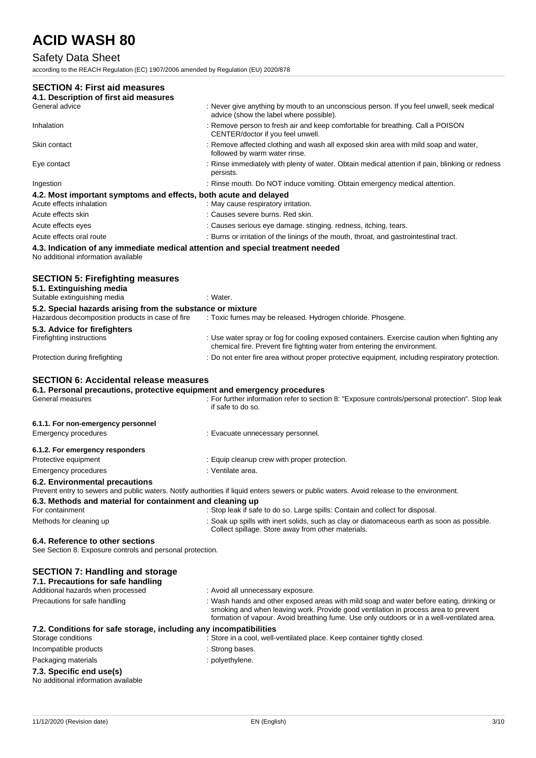## SECTION 4: First aid measures

### 4.1. Description of first aid measures

| | |
|---|---|
| General advice | : Never give anything by mouth to an unconscious person. If you feel unwell, seek medical advice (show the label where possible). |
| Inhalation | : Remove person to fresh air and keep comfortable for breathing. Call a POISON CENTER/doctor if you feel unwell. |
| Skin contact | : Remove affected clothing and wash all exposed skin area with mild soap and water, followed by warm water rinse. |
| Eye contact | : Rinse immediately with plenty of water. Obtain medical attention if pain, blinking or redness persists. |
| Ingestion | : Rinse mouth. Do NOT induce vomiting. Obtain emergency medical attention. |

### 4.2. Most important symptoms and effects, both acute and delayed

| | |
|---|---|
| Acute effects inhalation | : May cause respiratory irritation. |
| Acute effects skin | : Causes severe burns. Red skin. |
| Acute effects eyes | : Causes serious eye damage. stinging. redness, itching, tears. |
| Acute effects oral route | : Burns or irritation of the linings of the mouth, throat, and gastrointestinal tract. |

### 4.3. Indication of any immediate medical attention and special treatment needed

No additional information available

## SECTION 5: Firefighting measures

### 5.1. Extinguishing media

| | |
|---|---|
| Suitable extinguishing media | : Water. |

### 5.2. Special hazards arising from the substance or mixture

| | |
|---|---|
| Hazardous decomposition products in case of fire | : Toxic fumes may be released. Hydrogen chloride. Phosgene. |

### 5.3. Advice for firefighters

| | |
|---|---|
| Firefighting instructions | : Use water spray or fog for cooling exposed containers. Exercise caution when fighting any chemical fire. Prevent fire fighting water from entering the environment. |
| Protection during firefighting | : Do not enter fire area without proper protective equipment, including respiratory protection. |

## SECTION 6: Accidental release measures

### 6.1. Personal precautions, protective equipment and emergency procedures

| | |
|---|---|
| General measures | : For further information refer to section 8: "Exposure controls/personal protection". Stop leak if safe to do so. |

#### 6.1.1. For non-emergency personnel

| | |
|---|---|
| Emergency procedures | : Evacuate unnecessary personnel. |

#### 6.1.2. For emergency responders

| | |
|---|---|
| Protective equipment | : Equip cleanup crew with proper protection. |
| Emergency procedures | : Ventilate area. |

### 6.2. Environmental precautions

Prevent entry to sewers and public waters. Notify authorities if liquid enters sewers or public waters. Avoid release to the environment.

### 6.3. Methods and material for containment and cleaning up

| | |
|---|---|
| For containment | : Stop leak if safe to do so. Large spills: Contain and collect for disposal. |
| Methods for cleaning up | : Soak up spills with inert solids, such as clay or diatomaceous earth as soon as possible. Collect spillage. Store away from other materials. |

### 6.4. Reference to other sections

See Section 8. Exposure controls and personal protection.

## SECTION 7: Handling and storage

### 7.1. Precautions for safe handling

| | |
|---|---|
| Additional hazards when processed | : Avoid all unnecessary exposure. |
| Precautions for safe handling | : Wash hands and other exposed areas with mild soap and water before eating, drinking or smoking and when leaving work. Provide good ventilation in process area to prevent formation of vapour. Avoid breathing fume. Use only outdoors or in a well-ventilated area. |

### 7.2. Conditions for safe storage, including any incompatibilities

| | |
|---|---|
| Storage conditions | : Store in a cool, well-ventilated place. Keep container tightly closed. |
| Incompatible products | : Strong bases. |
| Packaging materials | : polyethylene. |

### 7.3. Specific end use(s)

No additional information available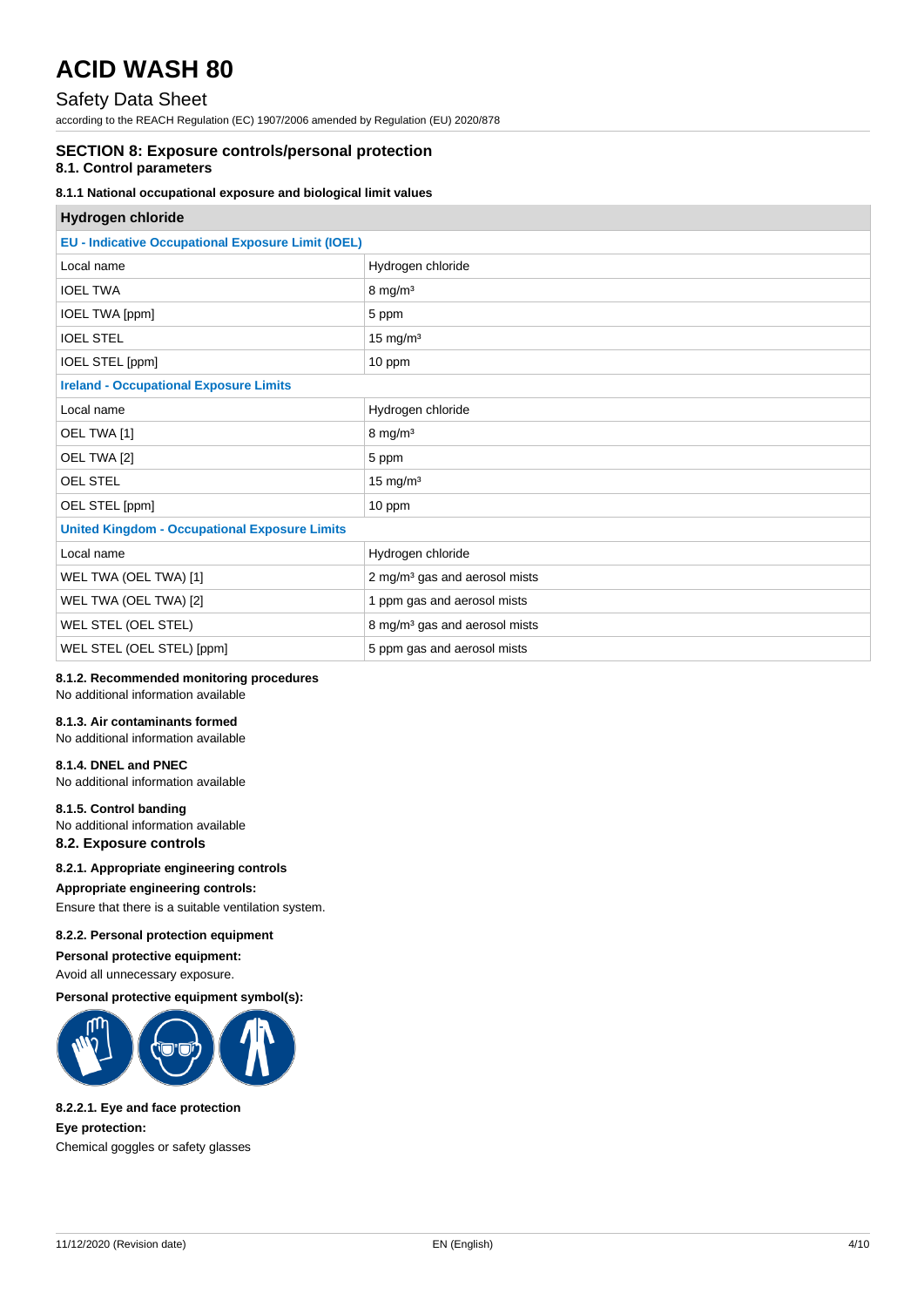# ACID WASH 80

Safety Data Sheet

according to the REACH Regulation (EC) 1907/2006 amended by Regulation (EU) 2020/878

## SECTION 8: Exposure controls/personal protection

### 8.1. Control parameters

#### 8.1.1 National occupational exposure and biological limit values

| Hydrogen chloride | |
|---|---|
| **EU - Indicative Occupational Exposure Limit (IOEL)** | |
| Local name | Hydrogen chloride |
| IOEL TWA | 8 mg/m³ |
| IOEL TWA [ppm] | 5 ppm |
| IOEL STEL | 15 mg/m³ |
| IOEL STEL [ppm] | 10 ppm |
| **Ireland - Occupational Exposure Limits** | |
| Local name | Hydrogen chloride |
| OEL TWA [1] | 8 mg/m³ |
| OEL TWA [2] | 5 ppm |
| OEL STEL | 15 mg/m³ |
| OEL STEL [ppm] | 10 ppm |
| **United Kingdom - Occupational Exposure Limits** | |
| Local name | Hydrogen chloride |
| WEL TWA (OEL TWA) [1] | 2 mg/m³ gas and aerosol mists |
| WEL TWA (OEL TWA) [2] | 1 ppm gas and aerosol mists |
| WEL STEL (OEL STEL) | 8 mg/m³ gas and aerosol mists |
| WEL STEL (OEL STEL) [ppm] | 5 ppm gas and aerosol mists |

#### 8.1.2. Recommended monitoring procedures

No additional information available

#### 8.1.3. Air contaminants formed

No additional information available

#### 8.1.4. DNEL and PNEC

No additional information available

#### 8.1.5. Control banding

No additional information available

### 8.2. Exposure controls

#### 8.2.1. Appropriate engineering controls

**Appropriate engineering controls:**

Ensure that there is a suitable ventilation system.

#### 8.2.2. Personal protection equipment

**Personal protective equipment:**

Avoid all unnecessary exposure.

**Personal protective equipment symbol(s):**

#### 8.2.2.1. Eye and face protection

**Eye protection:**

Chemical goggles or safety glasses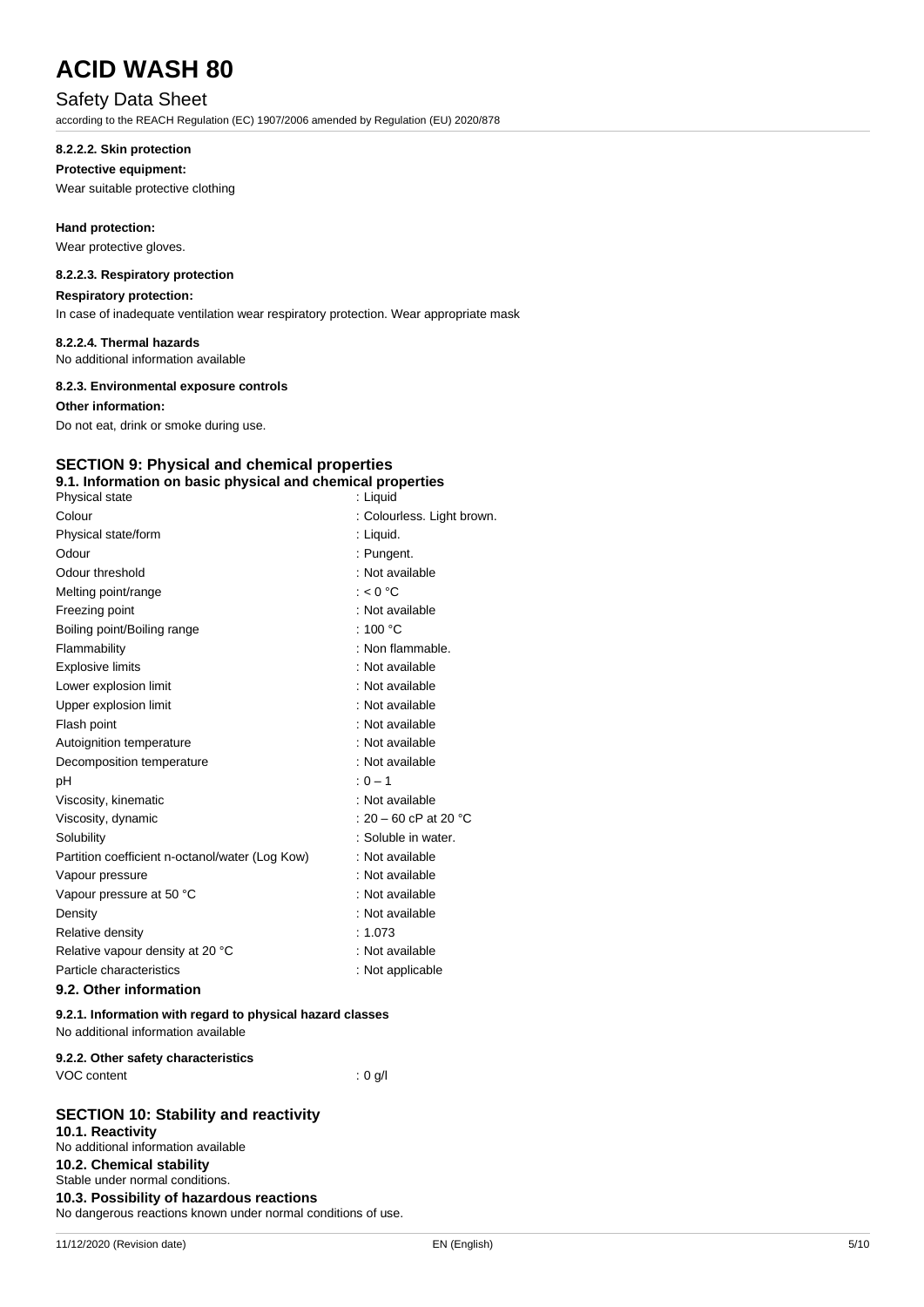#### 8.2.2.2. Skin protection

**Protective equipment:**

Wear suitable protective clothing

**Hand protection:**

Wear protective gloves.

#### 8.2.2.3. Respiratory protection

**Respiratory protection:**

In case of inadequate ventilation wear respiratory protection. Wear appropriate mask

#### 8.2.2.4. Thermal hazards

No additional information available

#### 8.2.3. Environmental exposure controls

**Other information:**

Do not eat, drink or smoke during use.

## SECTION 9: Physical and chemical properties

### 9.1. Information on basic physical and chemical properties

| | |
|---|---|
| Physical state | : Liquid |
| Colour | : Colourless. Light brown. |
| Physical state/form | : Liquid. |
| Odour | : Pungent. |
| Odour threshold | : Not available |
| Melting point/range | : < 0 °C |
| Freezing point | : Not available |
| Boiling point/Boiling range | : 100 °C |
| Flammability | : Non flammable. |
| Explosive limits | : Not available |
| Lower explosion limit | : Not available |
| Upper explosion limit | : Not available |
| Flash point | : Not available |
| Autoignition temperature | : Not available |
| Decomposition temperature | : Not available |
| pH | : 0 – 1 |
| Viscosity, kinematic | : Not available |
| Viscosity, dynamic | : 20 – 60 cP at 20 °C |
| Solubility | : Soluble in water. |
| Partition coefficient n-octanol/water (Log Kow) | : Not available |
| Vapour pressure | : Not available |
| Vapour pressure at 50 °C | : Not available |
| Density | : Not available |
| Relative density | : 1.073 |
| Relative vapour density at 20 °C | : Not available |
| Particle characteristics | : Not applicable |

### 9.2. Other information

#### 9.2.1. Information with regard to physical hazard classes

No additional information available

#### 9.2.2. Other safety characteristics

| | |
|---|---|
| VOC content | : 0 g/l |

## SECTION 10: Stability and reactivity

### 10.1. Reactivity

No additional information available

### 10.2. Chemical stability

Stable under normal conditions.

### 10.3. Possibility of hazardous reactions

No dangerous reactions known under normal conditions of use.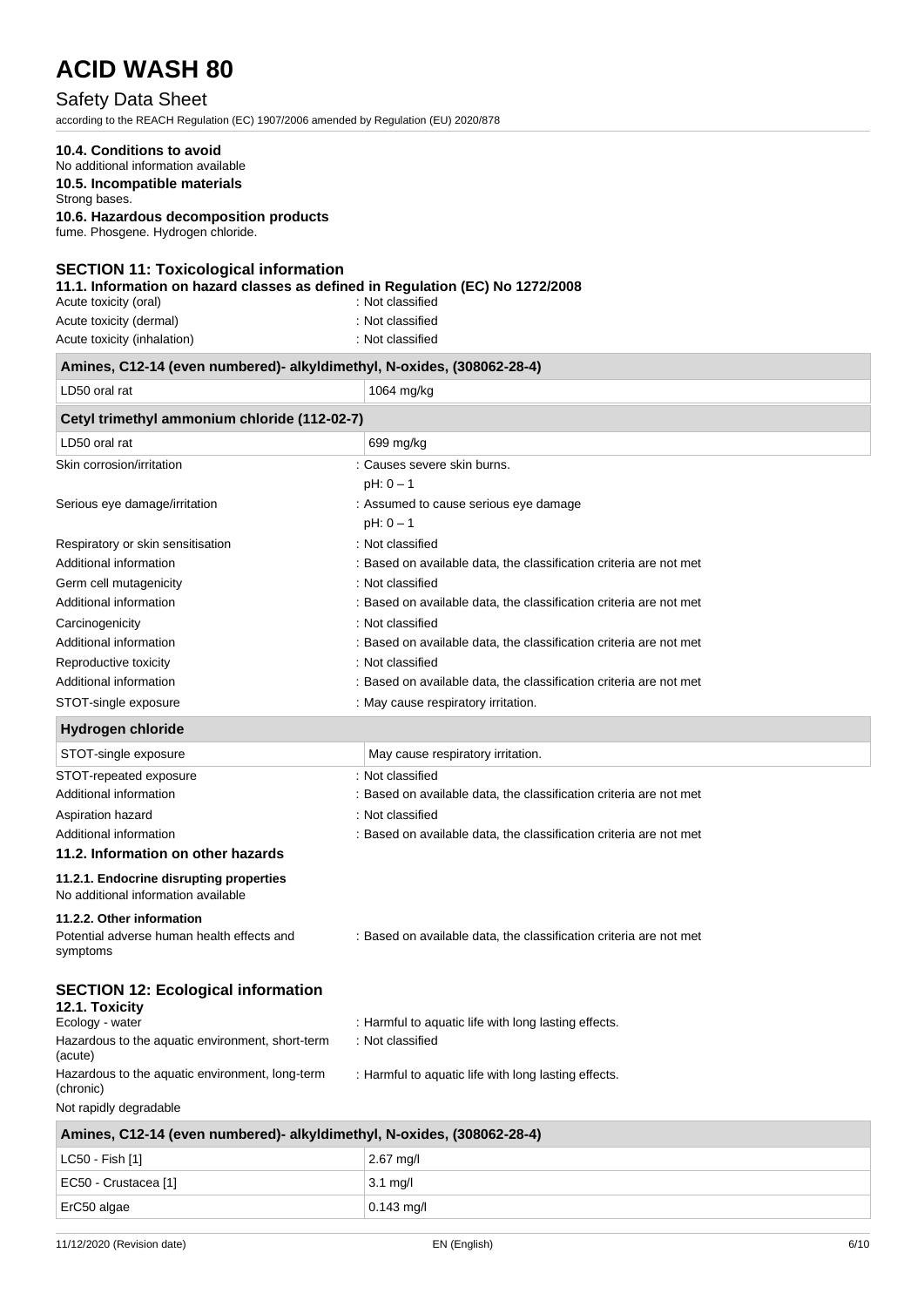#### 10.4. Conditions to avoid

No additional information available

#### 10.5. Incompatible materials

Strong bases.

#### 10.6. Hazardous decomposition products

fume. Phosgene. Hydrogen chloride.

## SECTION 11: Toxicological information

### 11.1. Information on hazard classes as defined in Regulation (EC) No 1272/2008

| | |
|---|---|
| Acute toxicity (oral) | : Not classified |
| Acute toxicity (dermal) | : Not classified |
| Acute toxicity (inhalation) | : Not classified |

| Amines, C12-14 (even numbered)- alkyldimethyl, N-oxides, (308062-28-4) | |
|---|---|
| LD50 oral rat | 1064 mg/kg |

| Cetyl trimethyl ammonium chloride (112-02-7) | |
|---|---|
| LD50 oral rat | 699 mg/kg |

| | |
|---|---|
| Skin corrosion/irritation | : Causes severe skin burns.<br>pH: 0 – 1 |
| Serious eye damage/irritation | : Assumed to cause serious eye damage<br>pH: 0 – 1 |
| Respiratory or skin sensitisation | : Not classified |
| Additional information | : Based on available data, the classification criteria are not met |
| Germ cell mutagenicity | : Not classified |
| Additional information | : Based on available data, the classification criteria are not met |
| Carcinogenicity | : Not classified |
| Additional information | : Based on available data, the classification criteria are not met |
| Reproductive toxicity | : Not classified |
| Additional information | : Based on available data, the classification criteria are not met |
| STOT-single exposure | : May cause respiratory irritation. |

| Hydrogen chloride | |
|---|---|
| STOT-single exposure | May cause respiratory irritation. |

| | |
|---|---|
| STOT-repeated exposure | : Not classified |
| Additional information | : Based on available data, the classification criteria are not met |
| Aspiration hazard | : Not classified |
| Additional information | : Based on available data, the classification criteria are not met |

### 11.2. Information on other hazards

#### 11.2.1. Endocrine disrupting properties

No additional information available

#### 11.2.2. Other information

| | |
|---|---|
| Potential adverse human health effects and symptoms | : Based on available data, the classification criteria are not met |

## SECTION 12: Ecological information

### 12.1. Toxicity

| | |
|---|---|
| Ecology - water | : Harmful to aquatic life with long lasting effects. |
| Hazardous to the aquatic environment, short-term (acute) | : Not classified |
| Hazardous to the aquatic environment, long-term (chronic) | : Harmful to aquatic life with long lasting effects. |

Not rapidly degradable

| Amines, C12-14 (even numbered)- alkyldimethyl, N-oxides, (308062-28-4) | |
|---|---|
| LC50 - Fish [1] | 2.67 mg/l |
| EC50 - Crustacea [1] | 3.1 mg/l |
| ErC50 algae | 0.143 mg/l |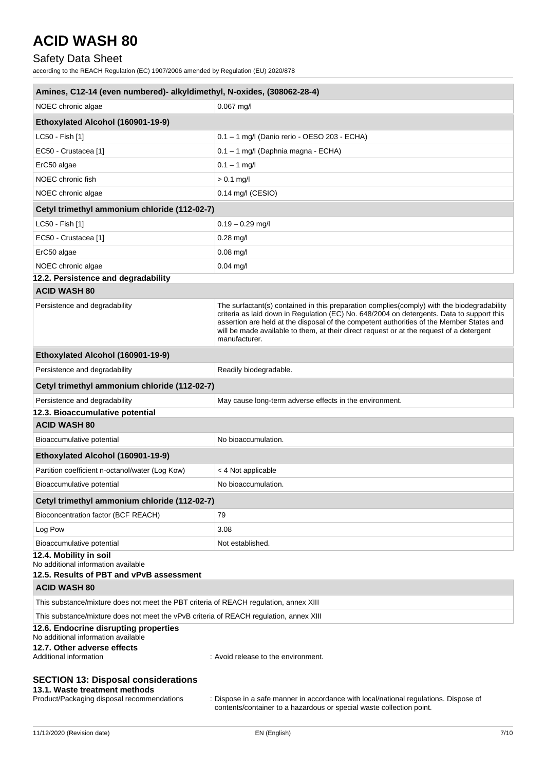| Amines, C12-14 (even numbered)- alkyldimethyl, N-oxides, (308062-28-4) | |
|---|---|
| NOEC chronic algae | 0.067 mg/l |

| Ethoxylated Alcohol (160901-19-9) | |
|---|---|
| LC50 - Fish [1] | 0.1 – 1 mg/l (Danio rerio - OESO 203 - ECHA) |
| EC50 - Crustacea [1] | 0.1 – 1 mg/l (Daphnia magna - ECHA) |
| ErC50 algae | 0.1 – 1 mg/l |
| NOEC chronic fish | > 0.1 mg/l |
| NOEC chronic algae | 0.14 mg/l (CESIO) |

| Cetyl trimethyl ammonium chloride (112-02-7) | |
|---|---|
| LC50 - Fish [1] | 0.19 – 0.29 mg/l |
| EC50 - Crustacea [1] | 0.28 mg/l |
| ErC50 algae | 0.08 mg/l |
| NOEC chronic algae | 0.04 mg/l |

### 12.2. Persistence and degradability

| ACID WASH 80 | |
|---|---|
| Persistence and degradability | The surfactant(s) contained in this preparation complies(comply) with the biodegradability criteria as laid down in Regulation (EC) No. 648/2004 on detergents. Data to support this assertion are held at the disposal of the competent authorities of the Member States and will be made available to them, at their direct request or at the request of a detergent manufacturer. |

| Ethoxylated Alcohol (160901-19-9) | |
|---|---|
| Persistence and degradability | Readily biodegradable. |

| Cetyl trimethyl ammonium chloride (112-02-7) | |
|---|---|
| Persistence and degradability | May cause long-term adverse effects in the environment. |

### 12.3. Bioaccumulative potential

| ACID WASH 80 | |
|---|---|
| Bioaccumulative potential | No bioaccumulation. |

| Ethoxylated Alcohol (160901-19-9) | |
|---|---|
| Partition coefficient n-octanol/water (Log Kow) | < 4 Not applicable |
| Bioaccumulative potential | No bioaccumulation. |

| Cetyl trimethyl ammonium chloride (112-02-7) | |
|---|---|
| Bioconcentration factor (BCF REACH) | 79 |
| Log Pow | 3.08 |
| Bioaccumulative potential | Not established. |

### 12.4. Mobility in soil

No additional information available

### 12.5. Results of PBT and vPvB assessment

| ACID WASH 80 |
|---|
| This substance/mixture does not meet the PBT criteria of REACH regulation, annex XIII |
| This substance/mixture does not meet the vPvB criteria of REACH regulation, annex XIII |

### 12.6. Endocrine disrupting properties

No additional information available

### 12.7. Other adverse effects

Additional information : Avoid release to the environment.

## SECTION 13: Disposal considerations

### 13.1. Waste treatment methods

Product/Packaging disposal recommendations : Dispose in a safe manner in accordance with local/national regulations. Dispose of contents/container to a hazardous or special waste collection point.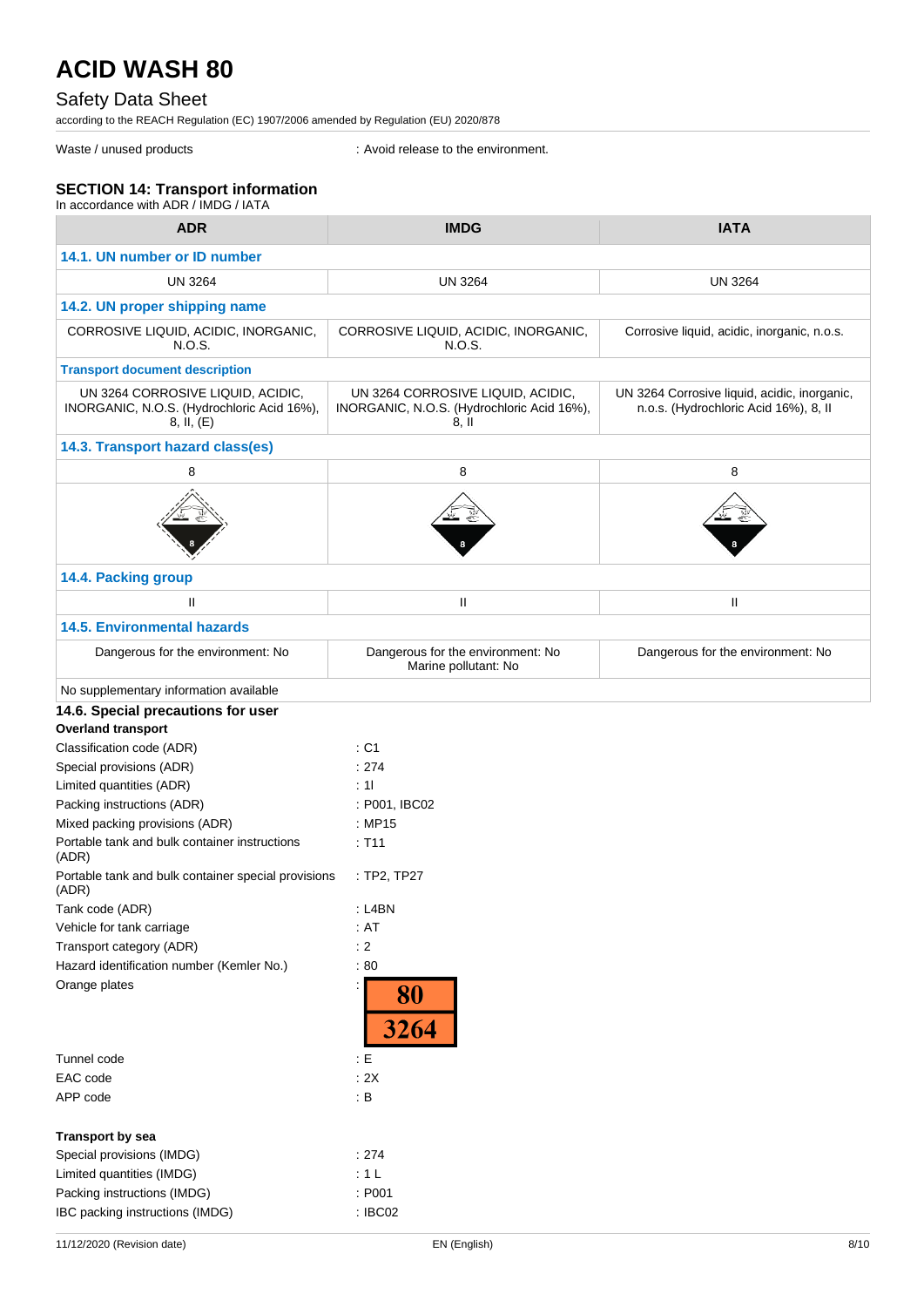Waste / unused products : Avoid release to the environment.

## SECTION 14: Transport information

In accordance with ADR / IMDG / IATA

| ADR | IMDG | IATA |
|---|---|---|
| **14.1. UN number or ID number** | | |
| UN 3264 | UN 3264 | UN 3264 |
| **14.2. UN proper shipping name** | | |
| CORROSIVE LIQUID, ACIDIC, INORGANIC, N.O.S. | CORROSIVE LIQUID, ACIDIC, INORGANIC, N.O.S. | Corrosive liquid, acidic, inorganic, n.o.s. |
| **Transport document description** | | |
| UN 3264 CORROSIVE LIQUID, ACIDIC, INORGANIC, N.O.S. (Hydrochloric Acid 16%), 8, II, (E) | UN 3264 CORROSIVE LIQUID, ACIDIC, INORGANIC, N.O.S. (Hydrochloric Acid 16%), 8, II | UN 3264 Corrosive liquid, acidic, inorganic, n.o.s. (Hydrochloric Acid 16%), 8, II |
| **14.3. Transport hazard class(es)** | | |
| 8 | 8 | 8 |
| **14.4. Packing group** | | |
| II | II | II |
| **14.5. Environmental hazards** | | |
| Dangerous for the environment: No | Dangerous for the environment: No<br>Marine pollutant: No | Dangerous for the environment: No |

No supplementary information available

### 14.6. Special precautions for user

**Overland transport**

Classification code (ADR) : C1
Special provisions (ADR) : 274
Limited quantities (ADR) : 1l
Packing instructions (ADR) : P001, IBC02
Mixed packing provisions (ADR) : MP15
Portable tank and bulk container instructions (ADR) : T11
Portable tank and bulk container special provisions (ADR) : TP2, TP27
Tank code (ADR) : L4BN
Vehicle for tank carriage : AT
Transport category (ADR) : 2
Hazard identification number (Kemler No.) : 80
Orange plates : 80 / 3264
Tunnel code : E
EAC code : 2X
APP code : B

**Transport by sea**

Special provisions (IMDG) : 274
Limited quantities (IMDG) : 1 L
Packing instructions (IMDG) : P001
IBC packing instructions (IMDG) : IBC02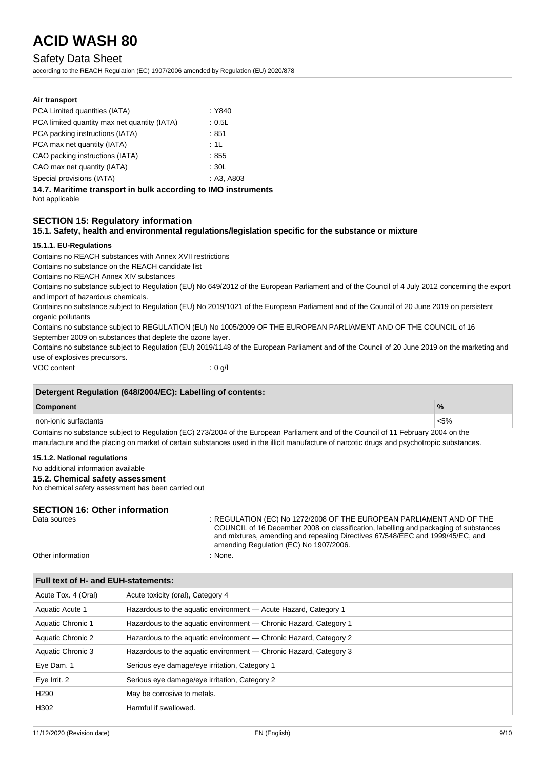**Air transport**

| | |
|---|---|
| PCA Limited quantities (IATA) | : Y840 |
| PCA limited quantity max net quantity (IATA) | : 0.5L |
| PCA packing instructions (IATA) | : 851 |
| PCA max net quantity (IATA) | : 1L |
| CAO packing instructions (IATA) | : 855 |
| CAO max net quantity (IATA) | : 30L |
| Special provisions (IATA) | : A3, A803 |

### 14.7. Maritime transport in bulk according to IMO instruments

Not applicable

## SECTION 15: Regulatory information

### 15.1. Safety, health and environmental regulations/legislation specific for the substance or mixture

#### 15.1.1. EU-Regulations

Contains no REACH substances with Annex XVII restrictions

Contains no substance on the REACH candidate list

Contains no REACH Annex XIV substances

Contains no substance subject to Regulation (EU) No 649/2012 of the European Parliament and of the Council of 4 July 2012 concerning the export and import of hazardous chemicals.

Contains no substance subject to Regulation (EU) No 2019/1021 of the European Parliament and of the Council of 20 June 2019 on persistent organic pollutants

Contains no substance subject to REGULATION (EU) No 1005/2009 OF THE EUROPEAN PARLIAMENT AND OF THE COUNCIL of 16 September 2009 on substances that deplete the ozone layer.

Contains no substance subject to Regulation (EU) 2019/1148 of the European Parliament and of the Council of 20 June 2019 on the marketing and use of explosives precursors.

VOC content : 0 g/l

| Detergent Regulation (648/2004/EC): Labelling of contents: | |
|---|---|
| **Component** | **%** |
| non-ionic surfactants | <5% |

Contains no substance subject to Regulation (EC) 273/2004 of the European Parliament and of the Council of 11 February 2004 on the manufacture and the placing on market of certain substances used in the illicit manufacture of narcotic drugs and psychotropic substances.

#### 15.1.2. National regulations

No additional information available

### 15.2. Chemical safety assessment

No chemical safety assessment has been carried out

## SECTION 16: Other information

| | |
|---|---|
| Data sources | : REGULATION (EC) No 1272/2008 OF THE EUROPEAN PARLIAMENT AND OF THE COUNCIL of 16 December 2008 on classification, labelling and packaging of substances and mixtures, amending and repealing Directives 67/548/EEC and 1999/45/EC, and amending Regulation (EC) No 1907/2006. |
| Other information | : None. |

| Full text of H- and EUH-statements: | |
|---|---|
| Acute Tox. 4 (Oral) | Acute toxicity (oral), Category 4 |
| Aquatic Acute 1 | Hazardous to the aquatic environment — Acute Hazard, Category 1 |
| Aquatic Chronic 1 | Hazardous to the aquatic environment — Chronic Hazard, Category 1 |
| Aquatic Chronic 2 | Hazardous to the aquatic environment — Chronic Hazard, Category 2 |
| Aquatic Chronic 3 | Hazardous to the aquatic environment — Chronic Hazard, Category 3 |
| Eye Dam. 1 | Serious eye damage/eye irritation, Category 1 |
| Eye Irrit. 2 | Serious eye damage/eye irritation, Category 2 |
| H290 | May be corrosive to metals. |
| H302 | Harmful if swallowed. |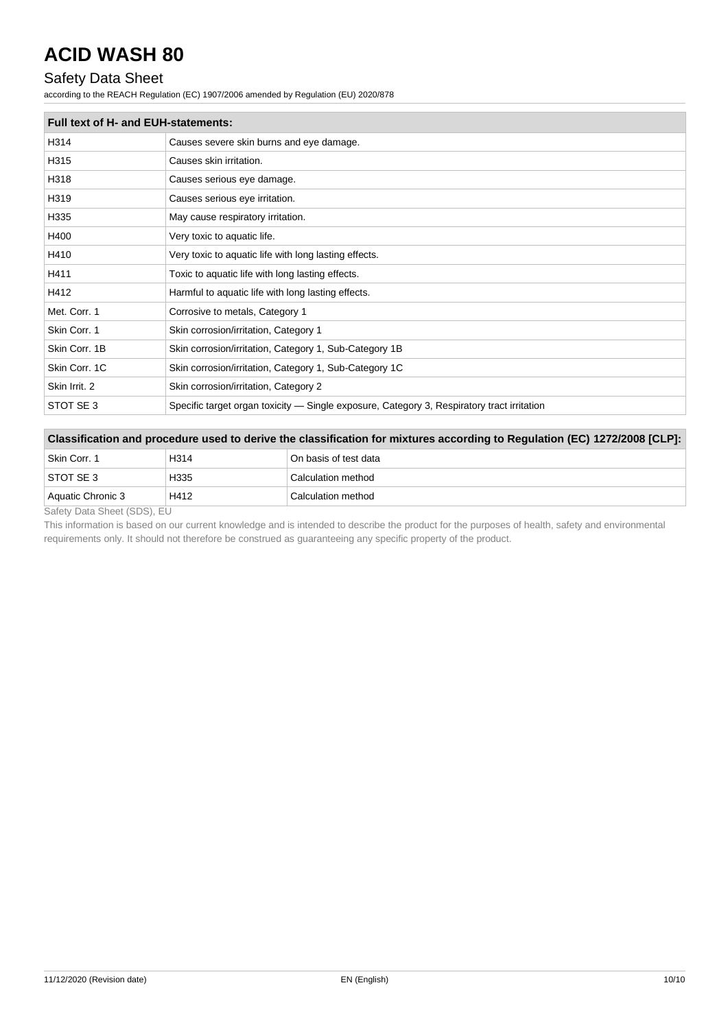# ACID WASH 80

## Safety Data Sheet

according to the REACH Regulation (EC) 1907/2006 amended by Regulation (EU) 2020/878

| Full text of H- and EUH-statements: | |
|---|---|
| H314 | Causes severe skin burns and eye damage. |
| H315 | Causes skin irritation. |
| H318 | Causes serious eye damage. |
| H319 | Causes serious eye irritation. |
| H335 | May cause respiratory irritation. |
| H400 | Very toxic to aquatic life. |
| H410 | Very toxic to aquatic life with long lasting effects. |
| H411 | Toxic to aquatic life with long lasting effects. |
| H412 | Harmful to aquatic life with long lasting effects. |
| Met. Corr. 1 | Corrosive to metals, Category 1 |
| Skin Corr. 1 | Skin corrosion/irritation, Category 1 |
| Skin Corr. 1B | Skin corrosion/irritation, Category 1, Sub-Category 1B |
| Skin Corr. 1C | Skin corrosion/irritation, Category 1, Sub-Category 1C |
| Skin Irrit. 2 | Skin corrosion/irritation, Category 2 |
| STOT SE 3 | Specific target organ toxicity — Single exposure, Category 3, Respiratory tract irritation |

| Classification and procedure used to derive the classification for mixtures according to Regulation (EC) 1272/2008 [CLP]: | | |
|---|---|---|
| Skin Corr. 1 | H314 | On basis of test data |
| STOT SE 3 | H335 | Calculation method |
| Aquatic Chronic 3 | H412 | Calculation method |

Safety Data Sheet (SDS), EU

This information is based on our current knowledge and is intended to describe the product for the purposes of health, safety and environmental requirements only. It should not therefore be construed as guaranteeing any specific property of the product.